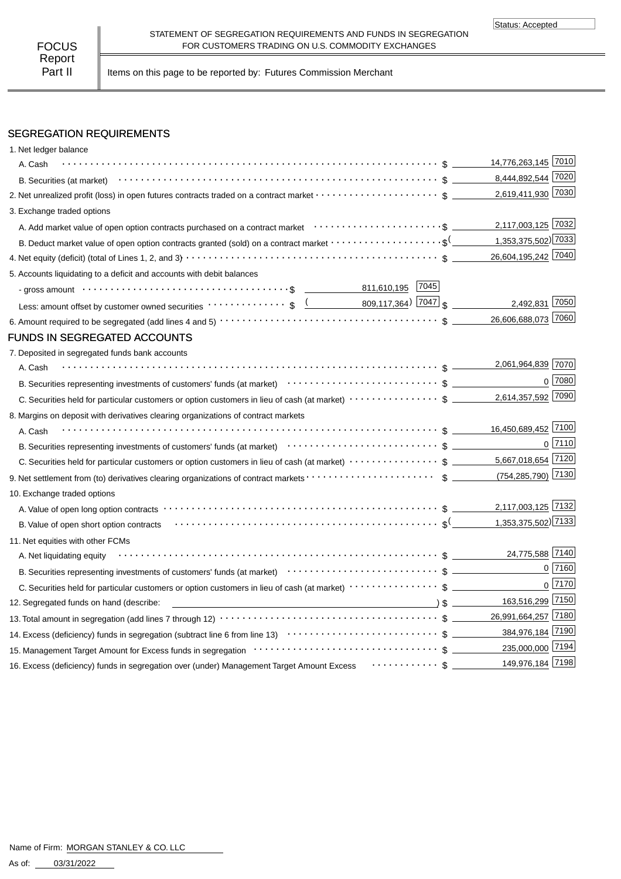Status: Accepted

FOCUS Report Part II

STATEMENT OF SEGREGATION REQUIREMENTS AND FUNDS IN SEGREGATION FOR CUSTOMERS TRADING ON U.S. COMMODITY EXCHANGES

Items on this page to be reported by: Futures Commission Merchant

## SEGREGATION REQUIREMENTS

| Item | | | Amount | Code |
|---|---|---|---|---|
| 1. Net ledger balance | | | | |
| A. Cash | | | $ 14,776,263,145 | 7010 |
| B. Securities (at market) | | | $ 8,444,892,544 | 7020 |
| 2. Net unrealized profit (loss) in open futures contracts traded on a contract market | | | $ 2,619,411,930 | 7030 |
| 3. Exchange traded options | | | | |
| A. Add market value of open option contracts purchased on a contract market | | | $ 2,117,003,125 | 7032 |
| B. Deduct market value of open option contracts granted (sold) on a contract market | | | $ (1,353,375,502) | 7033 |
| 4. Net equity (deficit) (total of Lines 1, 2, and 3) | | | $ 26,604,195,242 | 7040 |
| 5. Accounts liquidating to a deficit and accounts with debit balances | | | | |
| - gross amount | $ 811,610,195 | 7045 | | |
| Less: amount offset by customer owned securities | $ (809,117,364) | 7047 | $ 2,492,831 | 7050 |
| 6. Amount required to be segregated (add lines 4 and 5) | | | $ 26,606,688,073 | 7060 |

## FUNDS IN SEGREGATED ACCOUNTS

| Item | Amount | Code |
|---|---|---|
| 7. Deposited in segregated funds bank accounts | | |
| A. Cash | $ 2,061,964,839 | 7070 |
| B. Securities representing investments of customers' funds (at market) | $ 0 | 7080 |
| C. Securities held for particular customers or option customers in lieu of cash (at market) | $ 2,614,357,592 | 7090 |
| 8. Margins on deposit with derivatives clearing organizations of contract markets | | |
| A. Cash | $ 16,450,689,452 | 7100 |
| B. Securities representing investments of customers' funds (at market) | $ 0 | 7110 |
| C. Securities held for particular customers or option customers in lieu of cash (at market) | $ 5,667,018,654 | 7120 |
| 9. Net settlement from (to) derivatives clearing organizations of contract markets | $ (754,285,790) | 7130 |
| 10. Exchange traded options | | |
| A. Value of open long option contracts | $ 2,117,003,125 | 7132 |
| B. Value of open short option contracts | $ (1,353,375,502) | 7133 |
| 11. Net equities with other FCMs | | |
| A. Net liquidating equity | $ 24,775,588 | 7140 |
| B. Securities representing investments of customers' funds (at market) | $ 0 | 7160 |
| C. Securities held for particular customers or option customers in lieu of cash (at market) | $ 0 | 7170 |
| 12. Segregated funds on hand (describe: ) | $ 163,516,299 | 7150 |
| 13. Total amount in segregation (add lines 7 through 12) | $ 26,991,664,257 | 7180 |
| 14. Excess (deficiency) funds in segregation (subtract line 6 from line 13) | $ 384,976,184 | 7190 |
| 15. Management Target Amount for Excess funds in segregation | $ 235,000,000 | 7194 |
| 16. Excess (deficiency) funds in segregation over (under) Management Target Amount Excess | $ 149,976,184 | 7198 |

Name of Firm: MORGAN STANLEY & CO. LLC

As of: 03/31/2022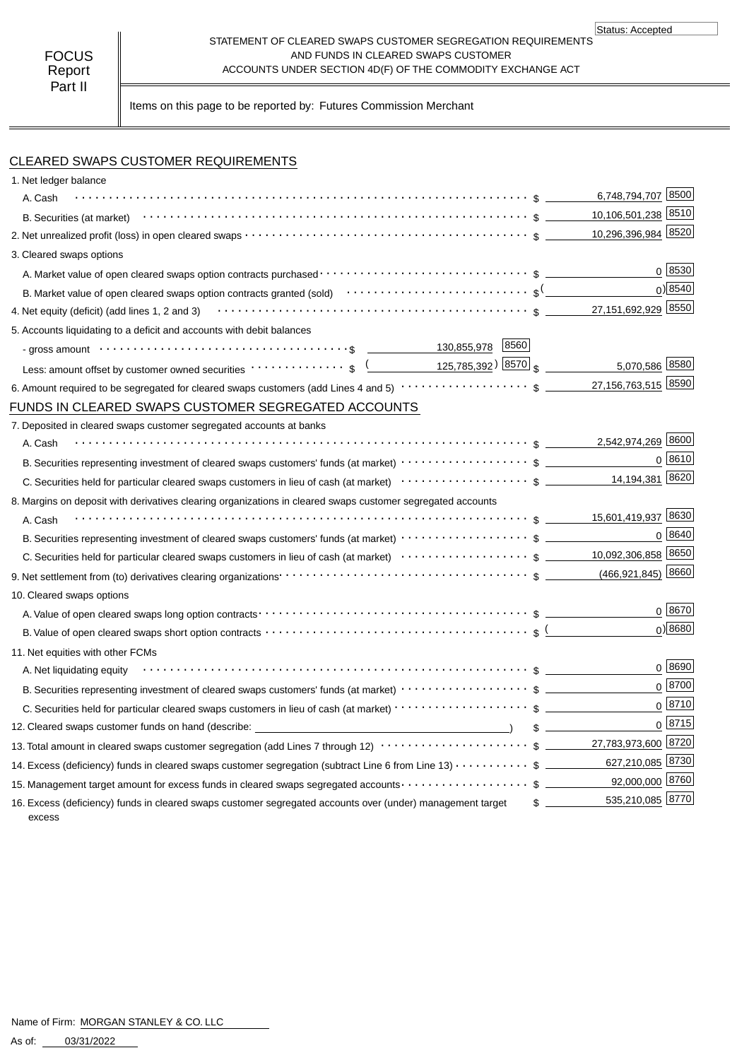Status: Accepted

**FOCUS Report Part II**

STATEMENT OF CLEARED SWAPS CUSTOMER SEGREGATION REQUIREMENTS AND FUNDS IN CLEARED SWAPS CUSTOMER ACCOUNTS UNDER SECTION 4D(F) OF THE COMMODITY EXCHANGE ACT

Items on this page to be reported by: Futures Commission Merchant

## CLEARED SWAPS CUSTOMER REQUIREMENTS

| Item | | | Amount | Code |
|---|---|---|---|---|
| 1. Net ledger balance | | | | |
| A. Cash | | | $ 6,748,794,707 | 8500 |
| B. Securities (at market) | | | $ 10,106,501,238 | 8510 |
| 2. Net unrealized profit (loss) in open cleared swaps | | | $ 10,296,396,984 | 8520 |
| 3. Cleared swaps options | | | | |
| A. Market value of open cleared swaps option contracts purchased | | | $ 0 | 8530 |
| B. Market value of open cleared swaps option contracts granted (sold) | | | $ (0) | 8540 |
| 4. Net equity (deficit) (add lines 1, 2 and 3) | | | $ 27,151,692,929 | 8550 |
| 5. Accounts liquidating to a deficit and accounts with debit balances | | | | |
| - gross amount | $ 130,855,978 | 8560 | | |
| Less: amount offset by customer owned securities | $ (125,785,392) | 8570 | $ 5,070,586 | 8580 |
| 6. Amount required to be segregated for cleared swaps customers (add Lines 4 and 5) | | | $ 27,156,763,515 | 8590 |

## FUNDS IN CLEARED SWAPS CUSTOMER SEGREGATED ACCOUNTS

| Item | Amount | Code |
|---|---|---|
| 7. Deposited in cleared swaps customer segregated accounts at banks | | |
| A. Cash | $ 2,542,974,269 | 8600 |
| B. Securities representing investment of cleared swaps customers' funds (at market) | $ 0 | 8610 |
| C. Securities held for particular cleared swaps customers in lieu of cash (at market) | $ 14,194,381 | 8620 |
| 8. Margins on deposit with derivatives clearing organizations in cleared swaps customer segregated accounts | | |
| A. Cash | $ 15,601,419,937 | 8630 |
| B. Securities representing investment of cleared swaps customers' funds (at market) | $ 0 | 8640 |
| C. Securities held for particular cleared swaps customers in lieu of cash (at market) | $ 10,092,306,858 | 8650 |
| 9. Net settlement from (to) derivatives clearing organizations | $ (466,921,845) | 8660 |
| 10. Cleared swaps options | | |
| A. Value of open cleared swaps long option contracts | $ 0 | 8670 |
| B. Value of open cleared swaps short option contracts | $ (0) | 8680 |
| 11. Net equities with other FCMs | | |
| A. Net liquidating equity | $ 0 | 8690 |
| B. Securities representing investment of cleared swaps customers' funds (at market) | $ 0 | 8700 |
| C. Securities held for particular cleared swaps customers in lieu of cash (at market) | $ 0 | 8710 |
| 12. Cleared swaps customer funds on hand (describe: ) | $ 0 | 8715 |
| 13. Total amount in cleared swaps customer segregation (add Lines 7 through 12) | $ 27,783,973,600 | 8720 |
| 14. Excess (deficiency) funds in cleared swaps customer segregation (subtract Line 6 from Line 13) | $ 627,210,085 | 8730 |
| 15. Management target amount for excess funds in cleared swaps segregated accounts | $ 92,000,000 | 8760 |
| 16. Excess (deficiency) funds in cleared swaps customer segregated accounts over (under) management target excess | $ 535,210,085 | 8770 |

Name of Firm: MORGAN STANLEY & CO. LLC

As of: 03/31/2022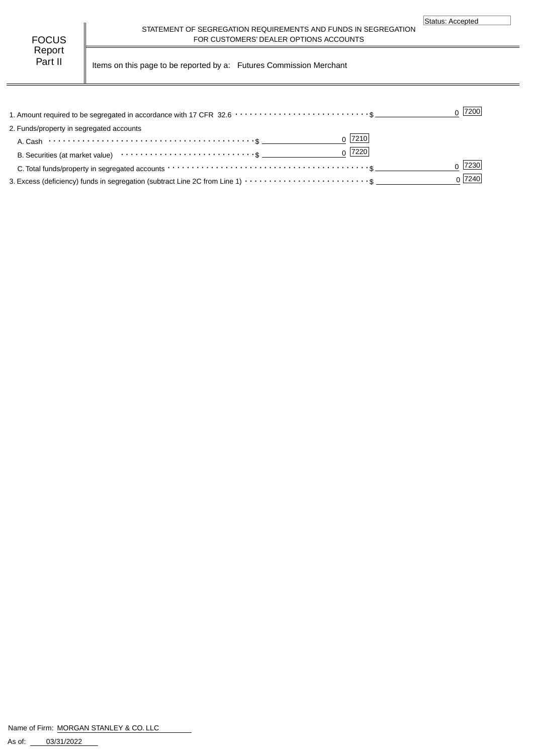Status: Accepted

FOCUS Report Part II

STATEMENT OF SEGREGATION REQUIREMENTS AND FUNDS IN SEGREGATION FOR CUSTOMERS' DEALER OPTIONS ACCOUNTS

Items on this page to be reported by a: Futures Commission Merchant

| | | | | |
|---|---|---|---|---|
| 1. Amount required to be segregated in accordance with 17 CFR 32.6 | | | $ 0 | 7200 |
| 2. Funds/property in segregated accounts | | | | |
| A. Cash | $ 0 | 7210 | | |
| B. Securities (at market value) | $ 0 | 7220 | | |
| C. Total funds/property in segregated accounts | | | $ 0 | 7230 |
| 3. Excess (deficiency) funds in segregation (subtract Line 2C from Line 1) | | | $ 0 | 7240 |

Name of Firm: MORGAN STANLEY & CO. LLC

As of: 03/31/2022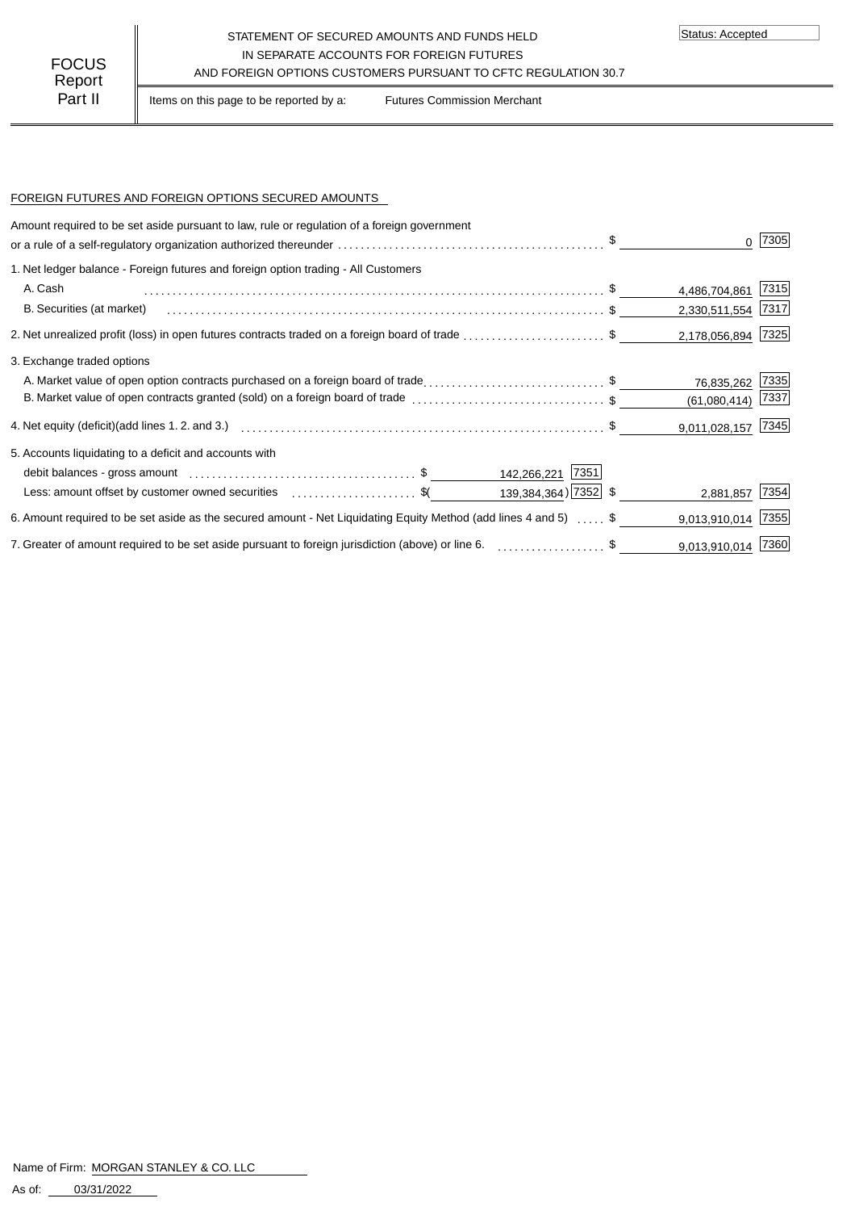FOCUS Report Part II

STATEMENT OF SECURED AMOUNTS AND FUNDS HELD
IN SEPARATE ACCOUNTS FOR FOREIGN FUTURES
AND FOREIGN OPTIONS CUSTOMERS PURSUANT TO CFTC REGULATION 30.7

Status: Accepted

Items on this page to be reported by a: Futures Commission Merchant

FOREIGN FUTURES AND FOREIGN OPTIONS SECURED AMOUNTS

| Description | | | | Amount | Code |
|---|---|---|---|---|---|
| Amount required to be set aside pursuant to law, rule or regulation of a foreign government or a rule of a self-regulatory organization authorized thereunder | | | $ | 0 | 7305 |
| 1. Net ledger balance - Foreign futures and foreign option trading - All Customers | | | | | |
| A. Cash | | | $ | 4,486,704,861 | 7315 |
| B. Securities (at market) | | | $ | 2,330,511,554 | 7317 |
| 2. Net unrealized profit (loss) in open futures contracts traded on a foreign board of trade | | | $ | 2,178,056,894 | 7325 |
| 3. Exchange traded options | | | | | |
| A. Market value of open option contracts purchased on a foreign board of trade | | | $ | 76,835,262 | 7335 |
| B. Market value of open contracts granted (sold) on a foreign board of trade | | | $ | (61,080,414) | 7337 |
| 4. Net equity (deficit)(add lines 1. 2. and 3.) | | | $ | 9,011,028,157 | 7345 |
| 5. Accounts liquidating to a deficit and accounts with debit balances - gross amount | $ 142,266,221 | 7351 | | | |
| Less: amount offset by customer owned securities | $( 139,384,364) | 7352 | $ | 2,881,857 | 7354 |
| 6. Amount required to be set aside as the secured amount - Net Liquidating Equity Method (add lines 4 and 5) | | | $ | 9,013,910,014 | 7355 |
| 7. Greater of amount required to be set aside pursuant to foreign jurisdiction (above) or line 6. | | | $ | 9,013,910,014 | 7360 |

Name of Firm: MORGAN STANLEY & CO. LLC

As of: 03/31/2022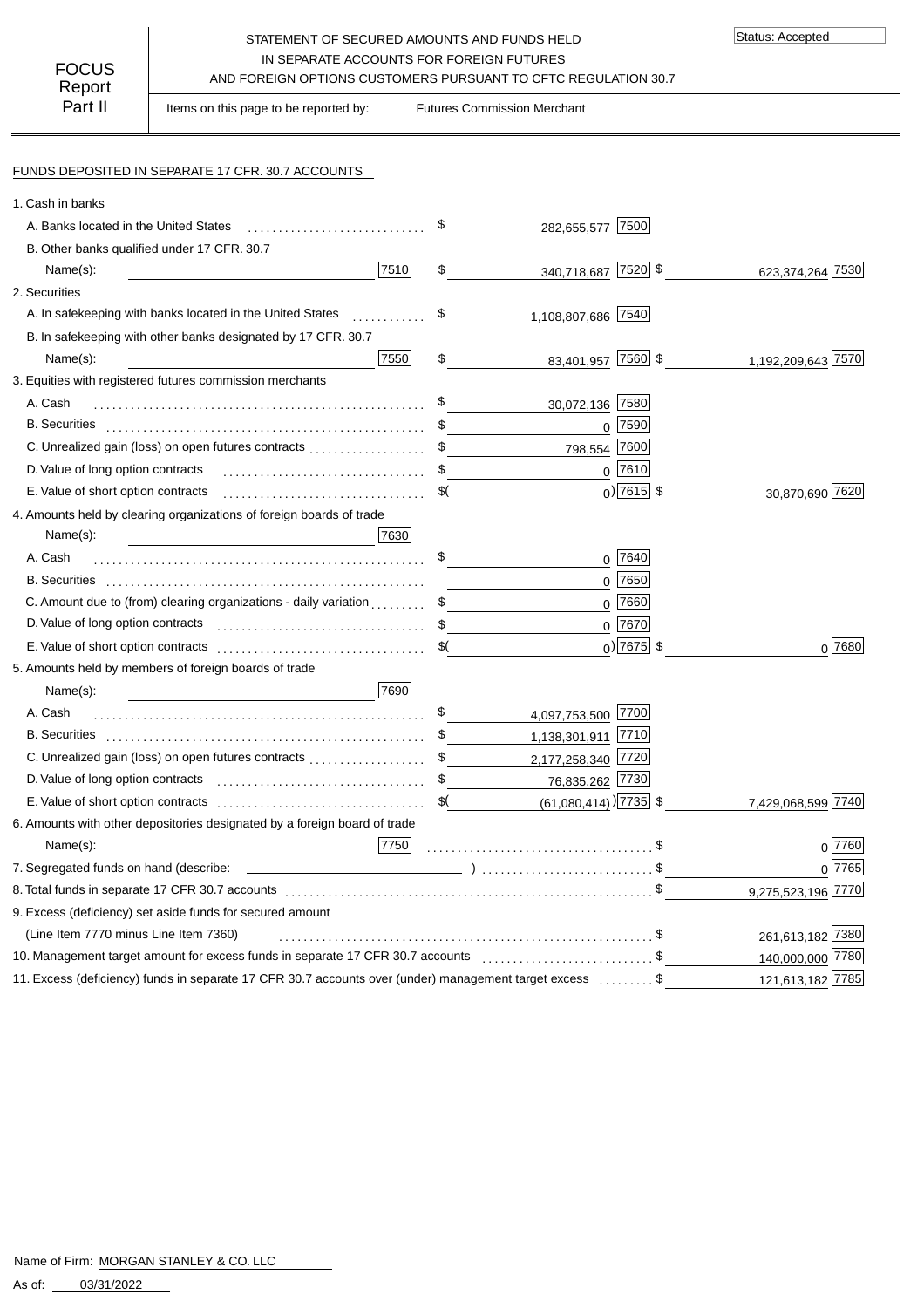FOCUS Report Part II

STATEMENT OF SECURED AMOUNTS AND FUNDS HELD IN SEPARATE ACCOUNTS FOR FOREIGN FUTURES AND FOREIGN OPTIONS CUSTOMERS PURSUANT TO CFTC REGULATION 30.7

Status: Accepted

Items on this page to be reported by: Futures Commission Merchant

## FUNDS DEPOSITED IN SEPARATE 17 CFR. 30.7 ACCOUNTS

| | | | | | |
|---|---|---|---|---|---|
| 1. Cash in banks | | | | | |
| A. Banks located in the United States | | $ 282,655,577 | 7500 | | |
| B. Other banks qualified under 17 CFR. 30.7 | | | | | |
| Name(s): | 7510 | $ 340,718,687 | 7520 | $ 623,374,264 | 7530 |
| 2. Securities | | | | | |
| A. In safekeeping with banks located in the United States | | $ 1,108,807,686 | 7540 | | |
| B. In safekeeping with other banks designated by 17 CFR. 30.7 | | | | | |
| Name(s): | 7550 | $ 83,401,957 | 7560 | $ 1,192,209,643 | 7570 |
| 3. Equities with registered futures commission merchants | | | | | |
| A. Cash | | $ 30,072,136 | 7580 | | |
| B. Securities | | $ 0 | 7590 | | |
| C. Unrealized gain (loss) on open futures contracts | | $ 798,554 | 7600 | | |
| D. Value of long option contracts | | $ 0 | 7610 | | |
| E. Value of short option contracts | | $( 0) | 7615 | $ 30,870,690 | 7620 |
| 4. Amounts held by clearing organizations of foreign boards of trade | | | | | |
| Name(s): | 7630 | | | | |
| A. Cash | | $ 0 | 7640 | | |
| B. Securities | | 0 | 7650 | | |
| C. Amount due to (from) clearing organizations - daily variation | | $ 0 | 7660 | | |
| D. Value of long option contracts | | $ 0 | 7670 | | |
| E. Value of short option contracts | | $( 0) | 7675 | $ 0 | 7680 |
| 5. Amounts held by members of foreign boards of trade | | | | | |
| Name(s): | 7690 | | | | |
| A. Cash | | $ 4,097,753,500 | 7700 | | |
| B. Securities | | $ 1,138,301,911 | 7710 | | |
| C. Unrealized gain (loss) on open futures contracts | | $ 2,177,258,340 | 7720 | | |
| D. Value of long option contracts | | $ 76,835,262 | 7730 | | |
| E. Value of short option contracts | | $( (61,080,414)) | 7735 | $ 7,429,068,599 | 7740 |
| 6. Amounts with other depositories designated by a foreign board of trade | | | | | |
| Name(s): | 7750 | | | $ 0 | 7760 |
| 7. Segregated funds on hand (describe: ) | | | | $ 0 | 7765 |
| 8. Total funds in separate 17 CFR 30.7 accounts | | | | $ 9,275,523,196 | 7770 |
| 9. Excess (deficiency) set aside funds for secured amount | | | | | |
| (Line Item 7770 minus Line Item 7360) | | | | $ 261,613,182 | 7380 |
| 10. Management target amount for excess funds in separate 17 CFR 30.7 accounts | | | | $ 140,000,000 | 7780 |
| 11. Excess (deficiency) funds in separate 17 CFR 30.7 accounts over (under) management target excess | | | | $ 121,613,182 | 7785 |

Name of Firm: MORGAN STANLEY & CO. LLC

As of: 03/31/2022